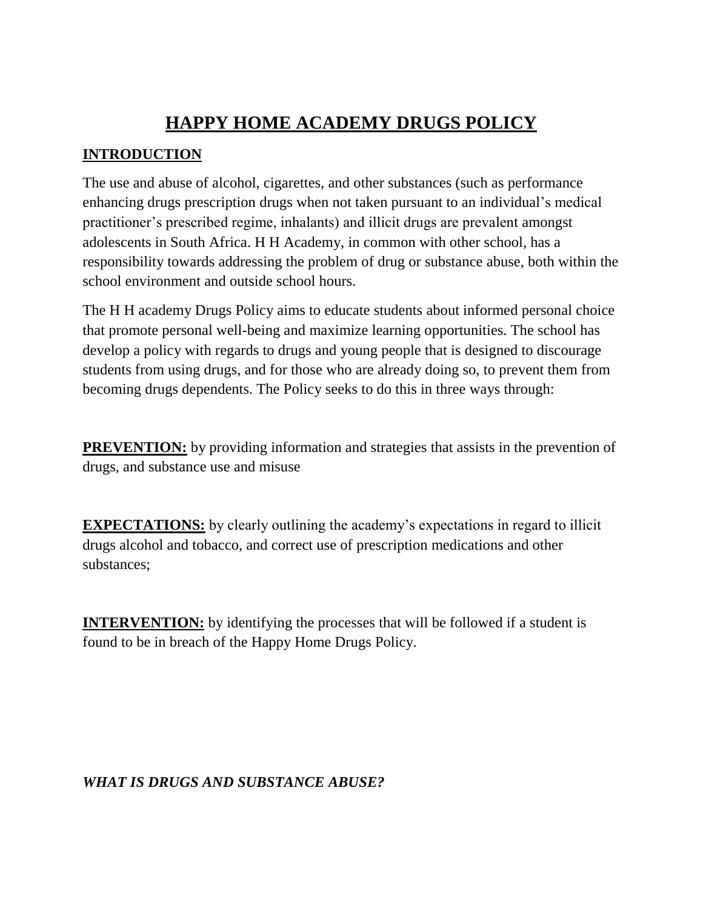# HAPPY HOME ACADEMY DRUGS POLICY

## INTRODUCTION

The use and abuse of alcohol, cigarettes, and other substances (such as performance enhancing drugs prescription drugs when not taken pursuant to an individual's medical practitioner's prescribed regime, inhalants) and illicit drugs are prevalent amongst adolescents in South Africa. H H Academy, in common with other school, has a responsibility towards addressing the problem of drug or substance abuse, both within the school environment and outside school hours.

The H H academy Drugs Policy aims to educate students about informed personal choice that promote personal well-being and maximize learning opportunities. The school has develop a policy with regards to drugs and young people that is designed to discourage students from using drugs, and for those who are already doing so, to prevent them from becoming drugs dependents. The Policy seeks to do this in three ways through:

**PREVENTION:** by providing information and strategies that assists in the prevention of drugs, and substance use and misuse

**EXPECTATIONS:** by clearly outlining the academy's expectations in regard to illicit drugs alcohol and tobacco, and correct use of prescription medications and other substances;

**INTERVENTION:** by identifying the processes that will be followed if a student is found to be in breach of the Happy Home Drugs Policy.

***WHAT IS DRUGS AND SUBSTANCE ABUSE?***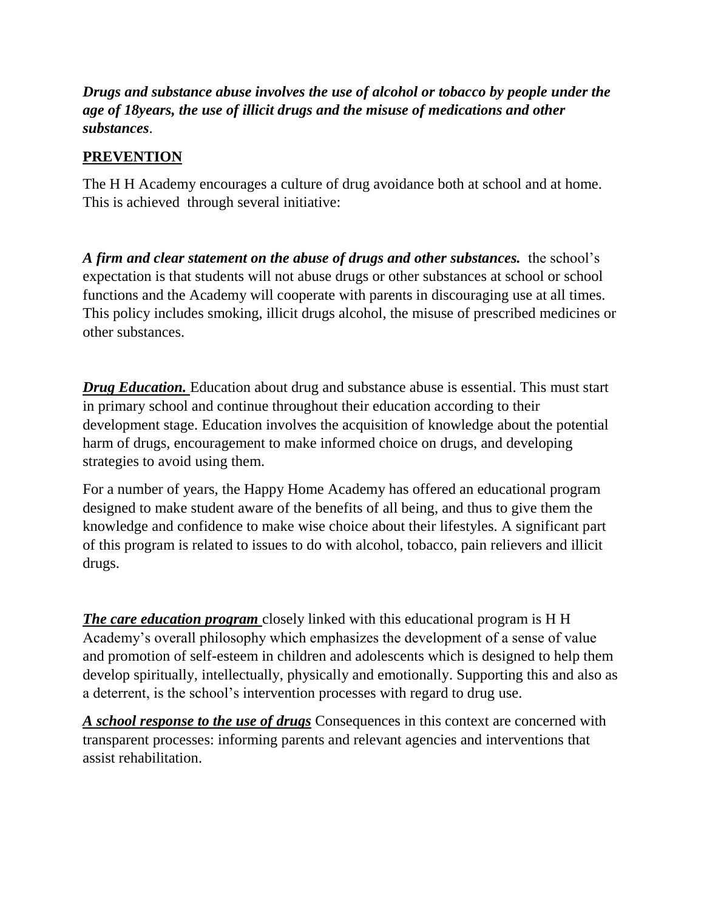***Drugs and substance abuse involves the use of alcohol or tobacco by people under the age of 18years, the use of illicit drugs and the misuse of medications and other substances***.

## PREVENTION

The H H Academy encourages a culture of drug avoidance both at school and at home. This is achieved through several initiative:

***A firm and clear statement on the abuse of drugs and other substances.*** the school's expectation is that students will not abuse drugs or other substances at school or school functions and the Academy will cooperate with parents in discouraging use at all times. This policy includes smoking, illicit drugs alcohol, the misuse of prescribed medicines or other substances.

***Drug Education.*** Education about drug and substance abuse is essential. This must start in primary school and continue throughout their education according to their development stage. Education involves the acquisition of knowledge about the potential harm of drugs, encouragement to make informed choice on drugs, and developing strategies to avoid using them.

For a number of years, the Happy Home Academy has offered an educational program designed to make student aware of the benefits of all being, and thus to give them the knowledge and confidence to make wise choice about their lifestyles. A significant part of this program is related to issues to do with alcohol, tobacco, pain relievers and illicit drugs.

***The care education program*** closely linked with this educational program is H H Academy's overall philosophy which emphasizes the development of a sense of value and promotion of self-esteem in children and adolescents which is designed to help them develop spiritually, intellectually, physically and emotionally. Supporting this and also as a deterrent, is the school's intervention processes with regard to drug use.

***A school response to the use of drugs*** Consequences in this context are concerned with transparent processes: informing parents and relevant agencies and interventions that assist rehabilitation.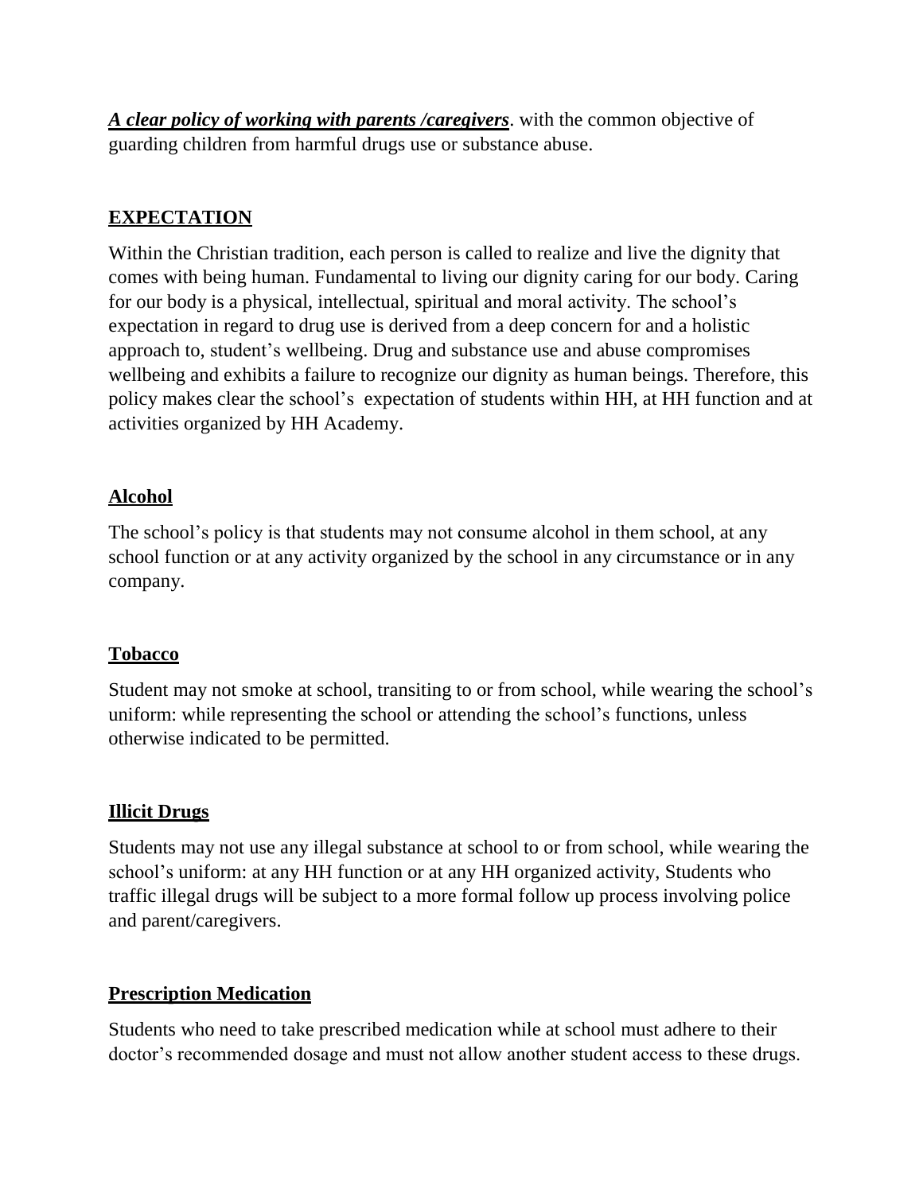***A clear policy of working with parents /caregivers***. with the common objective of guarding children from harmful drugs use or substance abuse.

## EXPECTATION

Within the Christian tradition, each person is called to realize and live the dignity that comes with being human. Fundamental to living our dignity caring for our body. Caring for our body is a physical, intellectual, spiritual and moral activity. The school's expectation in regard to drug use is derived from a deep concern for and a holistic approach to, student's wellbeing. Drug and substance use and abuse compromises wellbeing and exhibits a failure to recognize our dignity as human beings. Therefore, this policy makes clear the school's expectation of students within HH, at HH function and at activities organized by HH Academy.

### Alcohol

The school's policy is that students may not consume alcohol in them school, at any school function or at any activity organized by the school in any circumstance or in any company.

### Tobacco

Student may not smoke at school, transiting to or from school, while wearing the school's uniform: while representing the school or attending the school's functions, unless otherwise indicated to be permitted.

### Illicit Drugs

Students may not use any illegal substance at school to or from school, while wearing the school's uniform: at any HH function or at any HH organized activity, Students who traffic illegal drugs will be subject to a more formal follow up process involving police and parent/caregivers.

### Prescription Medication

Students who need to take prescribed medication while at school must adhere to their doctor's recommended dosage and must not allow another student access to these drugs.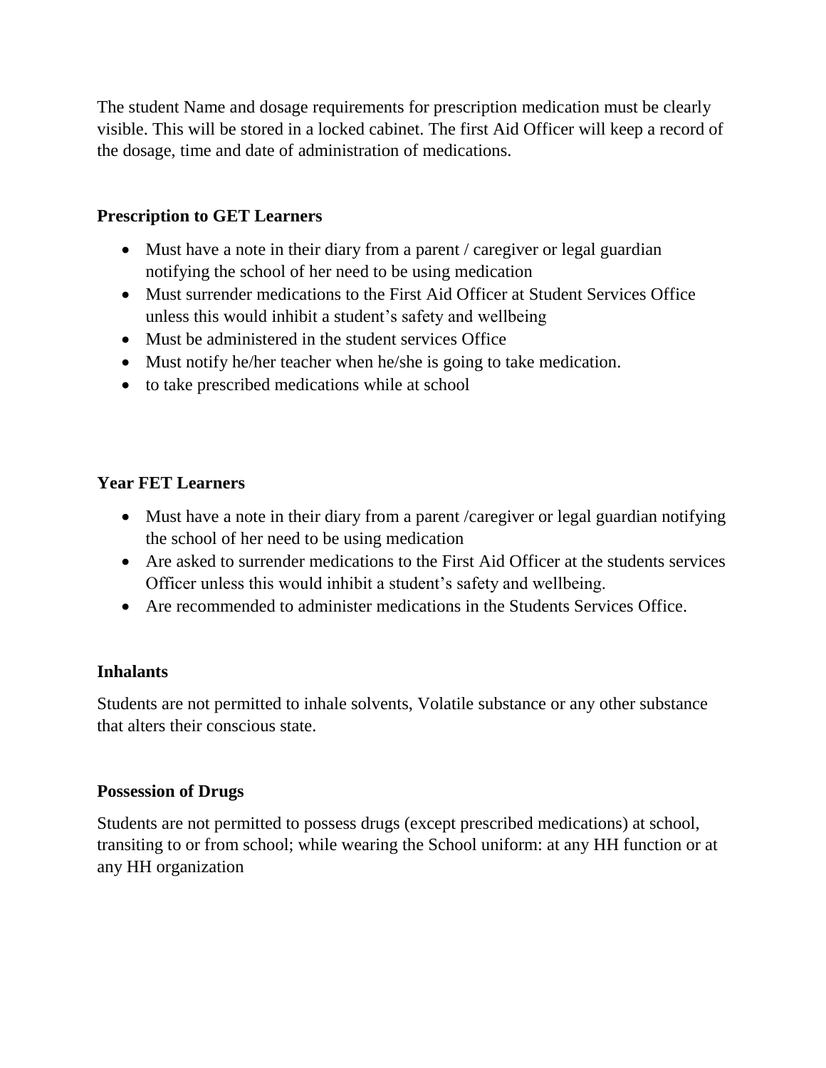The student Name and dosage requirements for prescription medication must be clearly visible. This will be stored in a locked cabinet. The first Aid Officer will keep a record of the dosage, time and date of administration of medications.

**Prescription to GET Learners**

- Must have a note in their diary from a parent / caregiver or legal guardian notifying the school of her need to be using medication
- Must surrender medications to the First Aid Officer at Student Services Office unless this would inhibit a student's safety and wellbeing
- Must be administered in the student services Office
- Must notify he/her teacher when he/she is going to take medication.
- to take prescribed medications while at school

**Year FET Learners**

- Must have a note in their diary from a parent /caregiver or legal guardian notifying the school of her need to be using medication
- Are asked to surrender medications to the First Aid Officer at the students services Officer unless this would inhibit a student's safety and wellbeing.
- Are recommended to administer medications in the Students Services Office.

**Inhalants**

Students are not permitted to inhale solvents, Volatile substance or any other substance that alters their conscious state.

**Possession of Drugs**

Students are not permitted to possess drugs (except prescribed medications) at school, transiting to or from school; while wearing the School uniform: at any HH function or at any HH organization